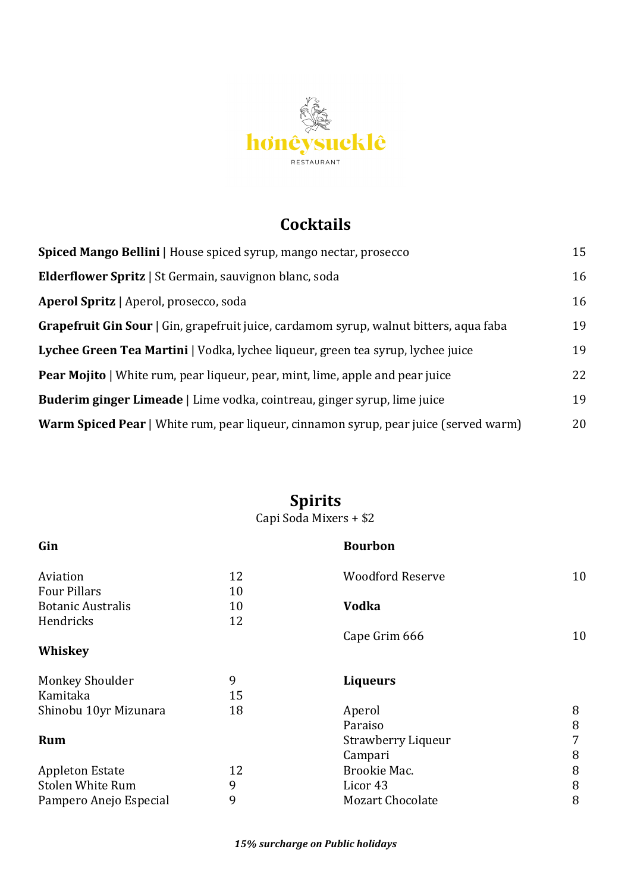# honêysucklê

RESTAURANT

## Cocktails

| | |
|---|---|
| **Spiced Mango Bellini** \| House spiced syrup, mango nectar, prosecco | 15 |
| **Elderflower Spritz** \| St Germain, sauvignon blanc, soda | 16 |
| **Aperol Spritz** \| Aperol, prosecco, soda | 16 |
| **Grapefruit Gin Sour** \| Gin, grapefruit juice, cardamom syrup, walnut bitters, aqua faba | 19 |
| **Lychee Green Tea Martini** \| Vodka, lychee liqueur, green tea syrup, lychee juice | 19 |
| **Pear Mojito** \| White rum, pear liqueur, pear, mint, lime, apple and pear juice | 22 |
| **Buderim ginger Limeade** \| Lime vodka, cointreau, ginger syrup, lime juice | 19 |
| **Warm Spiced Pear** \| White rum, pear liqueur, cinnamon syrup, pear juice (served warm) | 20 |

## Spirits

Capi Soda Mixers + $2

### Gin

| | |
|---|---|
| Aviation | 12 |
| Four Pillars | 10 |
| Botanic Australis | 10 |
| Hendricks | 12 |

### Whiskey

| | |
|---|---|
| Monkey Shoulder | 9 |
| Kamitaka | 15 |
| Shinobu 10yr Mizunara | 18 |

### Rum

| | |
|---|---|
| Appleton Estate | 12 |
| Stolen White Rum | 9 |
| Pampero Anejo Especial | 9 |

### Bourbon

| | |
|---|---|
| Woodford Reserve | 10 |

### Vodka

| | |
|---|---|
| Cape Grim 666 | 10 |

### Liqueurs

| | |
|---|---|
| Aperol | 8 |
| Paraiso | 8 |
| Strawberry Liqueur | 7 |
| Campari | 8 |
| Brookie Mac. | 8 |
| Licor 43 | 8 |
| Mozart Chocolate | 8 |

***15% surcharge on Public holidays***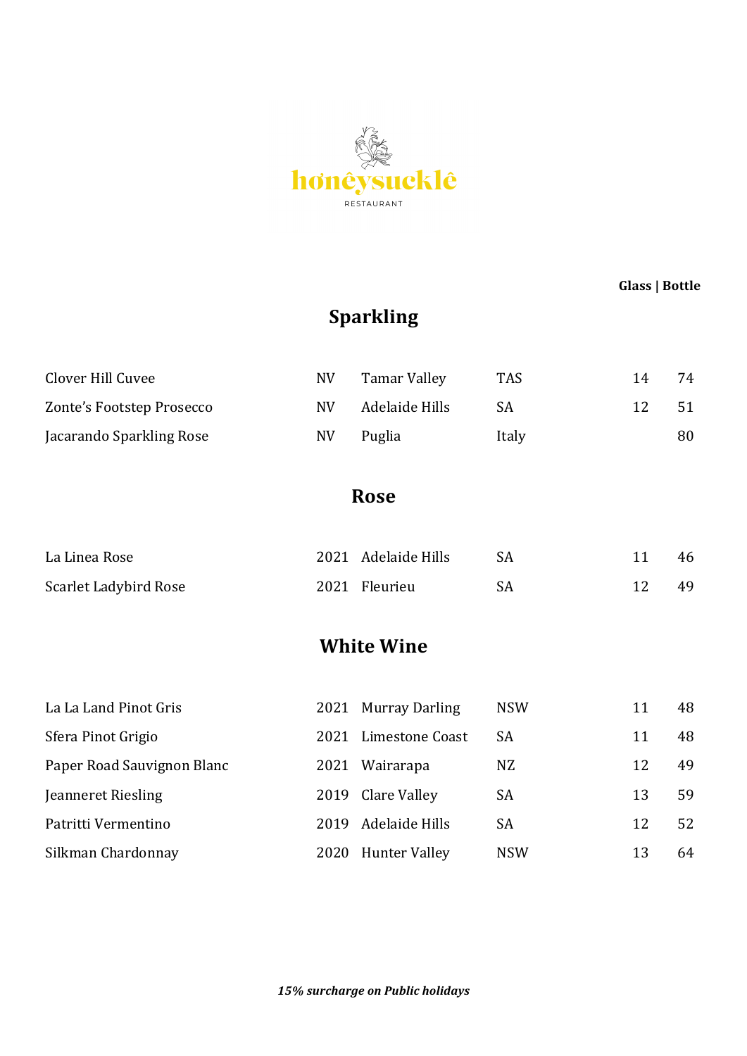honêysucklê

RESTAURANT

**Glass | Bottle**

## Sparkling

| Wine | Vintage | Region | State | Glass | Bottle |
|---|---|---|---|---|---|
| Clover Hill Cuvee | NV | Tamar Valley | TAS | 14 | 74 |
| Zonte's Footstep Prosecco | NV | Adelaide Hills | SA | 12 | 51 |
| Jacarando Sparkling Rose | NV | Puglia | Italy | | 80 |

## Rose

| Wine | Vintage | Region | State | Glass | Bottle |
|---|---|---|---|---|---|
| La Linea Rose | 2021 | Adelaide Hills | SA | 11 | 46 |
| Scarlet Ladybird Rose | 2021 | Fleurieu | SA | 12 | 49 |

## White Wine

| Wine | Vintage | Region | State | Glass | Bottle |
|---|---|---|---|---|---|
| La La Land Pinot Gris | 2021 | Murray Darling | NSW | 11 | 48 |
| Sfera Pinot Grigio | 2021 | Limestone Coast | SA | 11 | 48 |
| Paper Road Sauvignon Blanc | 2021 | Wairarapa | NZ | 12 | 49 |
| Jeanneret Riesling | 2019 | Clare Valley | SA | 13 | 59 |
| Patritti Vermentino | 2019 | Adelaide Hills | SA | 12 | 52 |
| Silkman Chardonnay | 2020 | Hunter Valley | NSW | 13 | 64 |

***15% surcharge on Public holidays***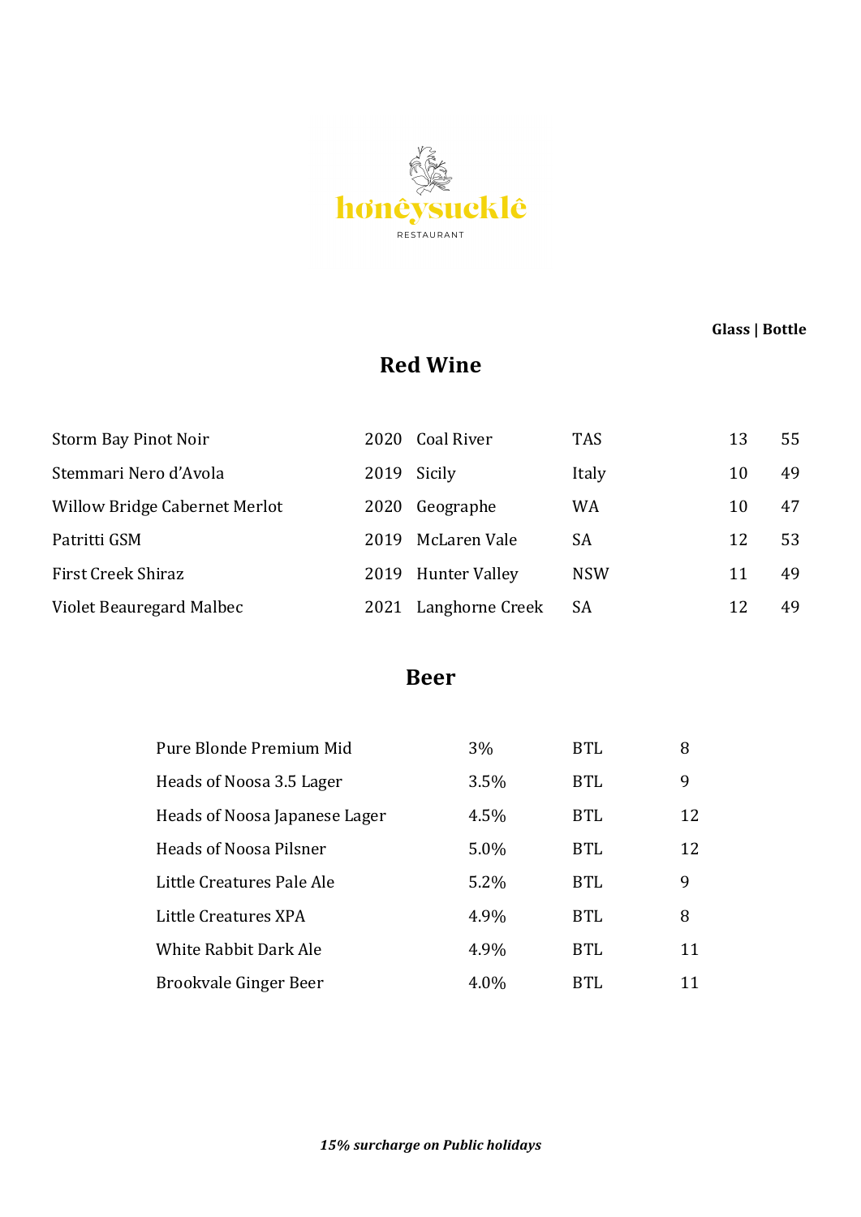honêysucklê

RESTAURANT

## Red Wine

| | | | | Glass | Bottle |
|---|---|---|---|---|---|
| Storm Bay Pinot Noir | 2020 | Coal River | TAS | 13 | 55 |
| Stemmari Nero d'Avola | 2019 | Sicily | Italy | 10 | 49 |
| Willow Bridge Cabernet Merlot | 2020 | Geographe | WA | 10 | 47 |
| Patritti GSM | 2019 | McLaren Vale | SA | 12 | 53 |
| First Creek Shiraz | 2019 | Hunter Valley | NSW | 11 | 49 |
| Violet Beauregard Malbec | 2021 | Langhorne Creek | SA | 12 | 49 |

## Beer

| | | | |
|---|---|---|---|
| Pure Blonde Premium Mid | 3% | BTL | 8 |
| Heads of Noosa 3.5 Lager | 3.5% | BTL | 9 |
| Heads of Noosa Japanese Lager | 4.5% | BTL | 12 |
| Heads of Noosa Pilsner | 5.0% | BTL | 12 |
| Little Creatures Pale Ale | 5.2% | BTL | 9 |
| Little Creatures XPA | 4.9% | BTL | 8 |
| White Rabbit Dark Ale | 4.9% | BTL | 11 |
| Brookvale Ginger Beer | 4.0% | BTL | 11 |

***15% surcharge on Public holidays***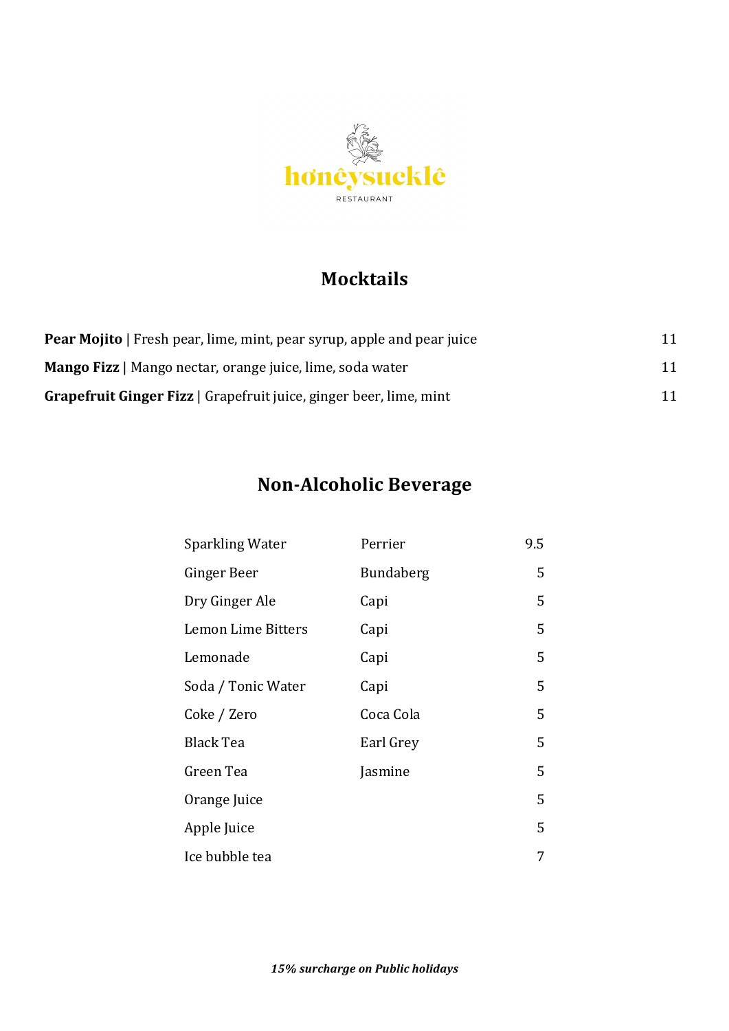hønêysucklê

RESTAURANT

## Mocktails

| | |
|---|---|
| **Pear Mojito** \| Fresh pear, lime, mint, pear syrup, apple and pear juice | 11 |
| **Mango Fizz** \| Mango nectar, orange juice, lime, soda water | 11 |
| **Grapefruit Ginger Fizz** \| Grapefruit juice, ginger beer, lime, mint | 11 |

## Non-Alcoholic Beverage

| | | |
|---|---|---|
| Sparkling Water | Perrier | 9.5 |
| Ginger Beer | Bundaberg | 5 |
| Dry Ginger Ale | Capi | 5 |
| Lemon Lime Bitters | Capi | 5 |
| Lemonade | Capi | 5 |
| Soda / Tonic Water | Capi | 5 |
| Coke / Zero | Coca Cola | 5 |
| Black Tea | Earl Grey | 5 |
| Green Tea | Jasmine | 5 |
| Orange Juice | | 5 |
| Apple Juice | | 5 |
| Ice bubble tea | | 7 |

***15% surcharge on Public holidays***